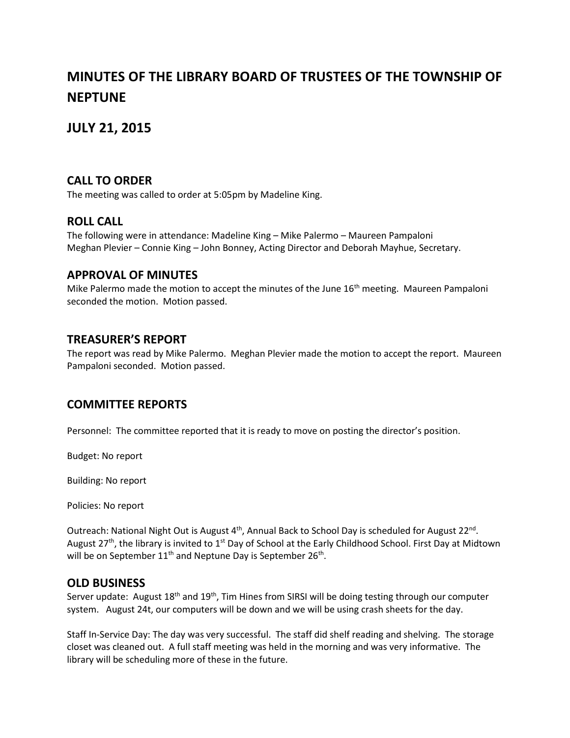# MINUTES OF THE LIBRARY BOARD OF TRUSTEES OF THE TOWNSHIP OF NEPTUNE

# JULY 21, 2015

## CALL TO ORDER

The meeting was called to order at 5:05pm by Madeline King.

## ROLL CALL

The following were in attendance: Madeline King – Mike Palermo – Maureen Pampaloni
Meghan Plevier – Connie King – John Bonney, Acting Director and Deborah Mayhue, Secretary.

## APPROVAL OF MINUTES

Mike Palermo made the motion to accept the minutes of the June 16th meeting. Maureen Pampaloni seconded the motion. Motion passed.

## TREASURER'S REPORT

The report was read by Mike Palermo. Meghan Plevier made the motion to accept the report. Maureen Pampaloni seconded. Motion passed.

## COMMITTEE REPORTS

Personnel: The committee reported that it is ready to move on posting the director's position.

Budget: No report

Building: No report

Policies: No report

Outreach: National Night Out is August 4th, Annual Back to School Day is scheduled for August 22nd. August 27th, the library is invited to 1st Day of School at the Early Childhood School. First Day at Midtown will be on September 11th and Neptune Day is September 26th.

## OLD BUSINESS

Server update: August 18th and 19th, Tim Hines from SIRSI will be doing testing through our computer system. August 24t, our computers will be down and we will be using crash sheets for the day.

Staff In-Service Day: The day was very successful. The staff did shelf reading and shelving. The storage closet was cleaned out. A full staff meeting was held in the morning and was very informative. The library will be scheduling more of these in the future.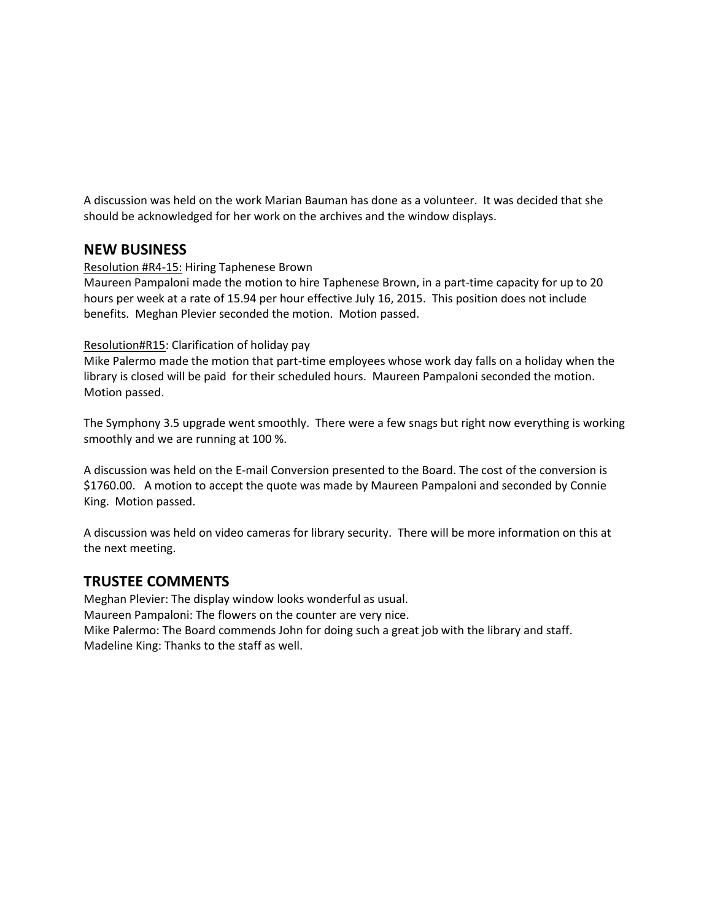A discussion was held on the work Marian Bauman has done as a volunteer. It was decided that she should be acknowledged for her work on the archives and the window displays.

## NEW BUSINESS

Resolution #R4-15: Hiring Taphenese Brown

Maureen Pampaloni made the motion to hire Taphenese Brown, in a part-time capacity for up to 20 hours per week at a rate of 15.94 per hour effective July 16, 2015. This position does not include benefits. Meghan Plevier seconded the motion. Motion passed.

Resolution#R15: Clarification of holiday pay

Mike Palermo made the motion that part-time employees whose work day falls on a holiday when the library is closed will be paid for their scheduled hours. Maureen Pampaloni seconded the motion. Motion passed.

The Symphony 3.5 upgrade went smoothly. There were a few snags but right now everything is working smoothly and we are running at 100 %.

A discussion was held on the E-mail Conversion presented to the Board. The cost of the conversion is $1760.00. A motion to accept the quote was made by Maureen Pampaloni and seconded by Connie King. Motion passed.

A discussion was held on video cameras for library security. There will be more information on this at the next meeting.

## TRUSTEE COMMENTS

Meghan Plevier: The display window looks wonderful as usual.
Maureen Pampaloni: The flowers on the counter are very nice.
Mike Palermo: The Board commends John for doing such a great job with the library and staff.
Madeline King: Thanks to the staff as well.